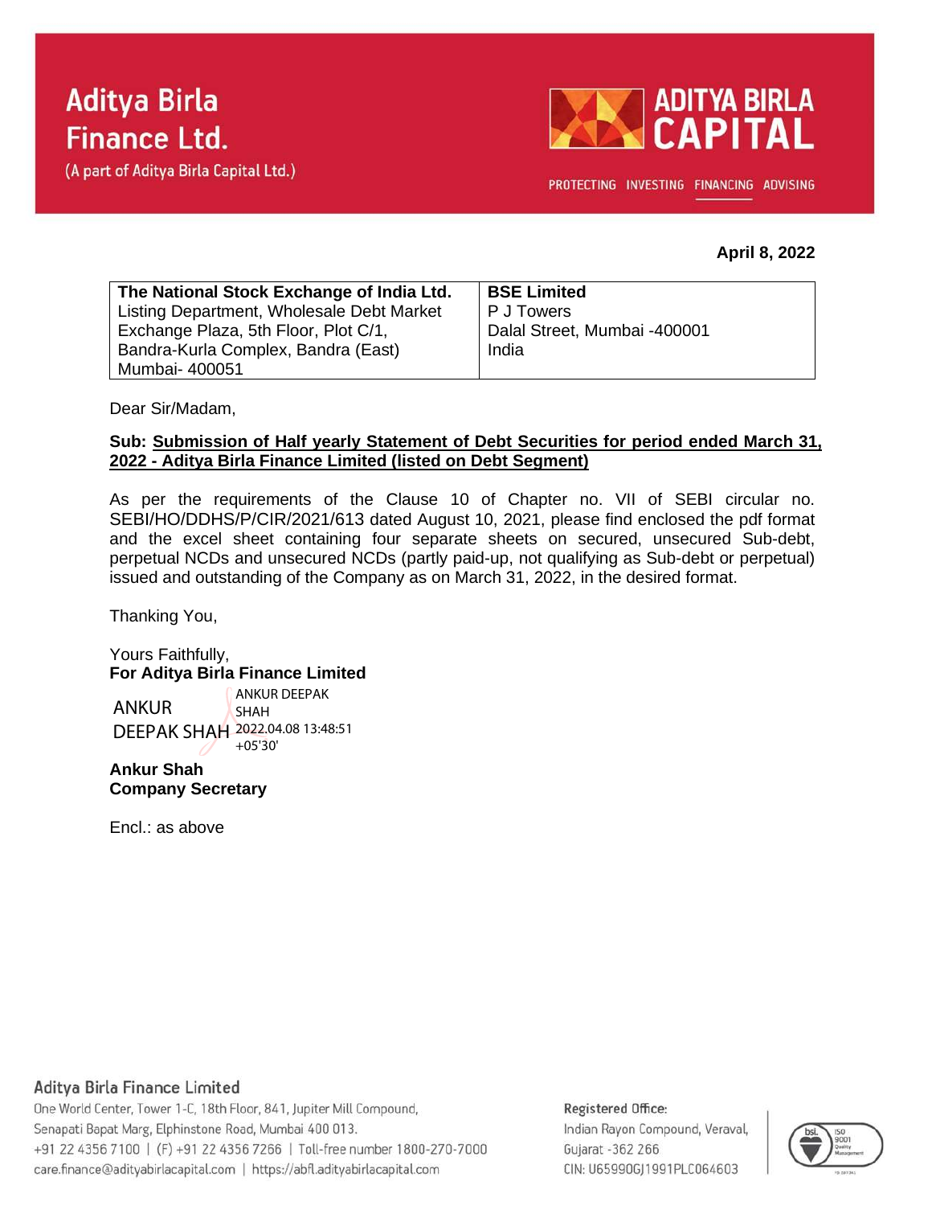**Aditya Birla Finance Ltd.**
(A part of Aditya Birla Capital Ltd.)

**ADITYA BIRLA CAPITAL**

PROTECTING INVESTING FINANCING ADVISING

**April 8, 2022**

| **The National Stock Exchange of India Ltd.**<br>Listing Department, Wholesale Debt Market<br>Exchange Plaza, 5th Floor, Plot C/1,<br>Bandra-Kurla Complex, Bandra (East)<br>Mumbai- 400051 | **BSE Limited**<br>P J Towers<br>Dalal Street, Mumbai -400001<br>India |
|---|---|

Dear Sir/Madam,

**Sub: Submission of Half yearly Statement of Debt Securities for period ended March 31, 2022 - Aditya Birla Finance Limited (listed on Debt Segment)**

As per the requirements of the Clause 10 of Chapter no. VII of SEBI circular no. SEBI/HO/DDHS/P/CIR/2021/613 dated August 10, 2021, please find enclosed the pdf format and the excel sheet containing four separate sheets on secured, unsecured Sub-debt, perpetual NCDs and unsecured NCDs (partly paid-up, not qualifying as Sub-debt or perpetual) issued and outstanding of the Company as on March 31, 2022, in the desired format.

Thanking You,

Yours Faithfully,
**For Aditya Birla Finance Limited**

ANKUR DEEPAK SHAH
ANKUR DEEPAK SHAH 2022.04.08 13:48:51 +05'30'

**Ankur Shah**
**Company Secretary**

Encl.: as above

Aditya Birla Finance Limited
One World Center, Tower 1-C, 18th Floor, 841, Jupiter Mill Compound,
Senapati Bapat Marg, Elphinstone Road, Mumbai 400 013.
+91 22 4356 7100 | (F) +91 22 4356 7266 | Toll-free number 1800-270-7000
care.finance@adityabirlacapital.com | https://abfl.adityabirlacapital.com

Registered Office:
Indian Rayon Compound, Veraval,
Gujarat -362 266
CIN: U65990GJ1991PLC064603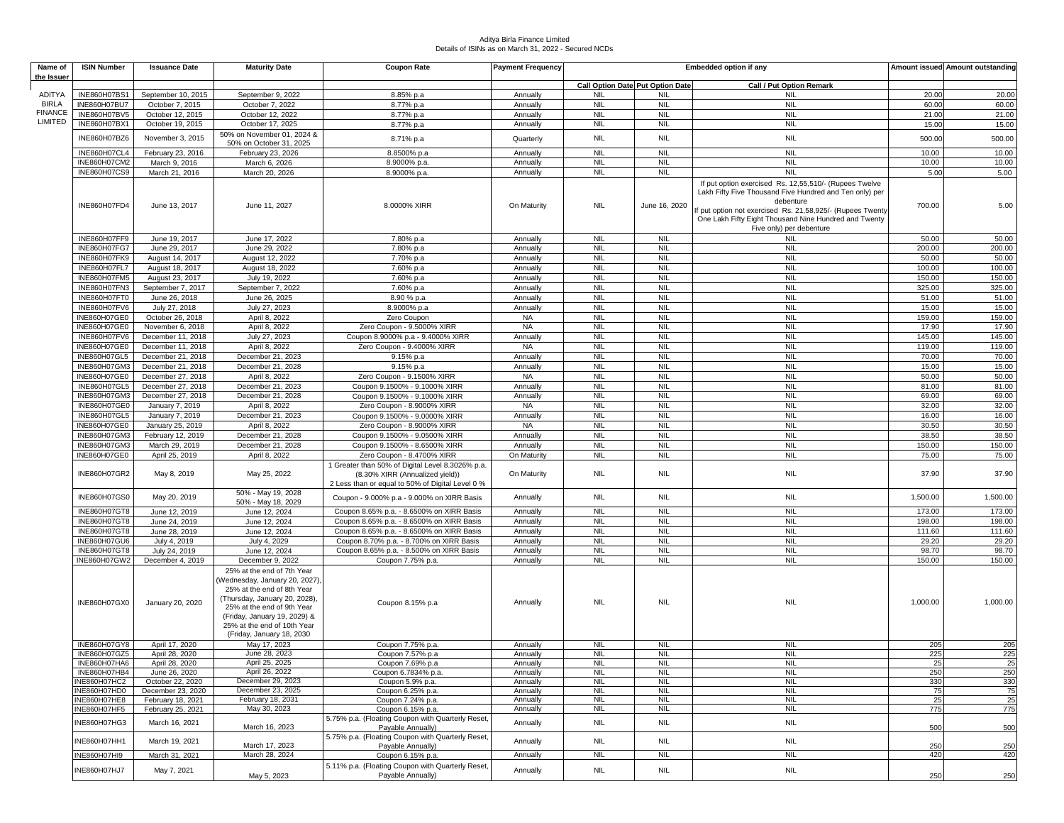Aditya Birla Finance Limited
Details of ISINs as on March 31, 2022 - Secured NCDs

| Name of the Issuer | ISIN Number | Issuance Date | Maturity Date | Coupon Rate | Payment Frequency | Embedded option if any | | | Amount issued | Amount outstanding |
|---|---|---|---|---|---|---|---|---|---|---|
| | | | | | | Call Option Date | Put Option Date | Call / Put Option Remark | | |
| ADITYA BIRLA FINANCE LIMITED | INE860H07BS1 | September 10, 2015 | September 9, 2022 | 8.85% p.a | Annually | NIL | NIL | NIL | 20.00 | 20.00 |
| | INE860H07BU7 | October 7, 2015 | October 7, 2022 | 8.77% p.a | Annually | NIL | NIL | NIL | 60.00 | 60.00 |
| | INE860H07BV5 | October 12, 2015 | October 12, 2022 | 8.77% p.a | Annually | NIL | NIL | NIL | 21.00 | 21.00 |
| | INE860H07BX1 | October 19, 2015 | October 17, 2025 | 8.77% p.a | Annually | NIL | NIL | NIL | 15.00 | 15.00 |
| | INE860H07BZ6 | November 3, 2015 | 50% on November 01, 2024 & 50% on October 31, 2025 | 8.71% p.a | Quarterly | NIL | NIL | NIL | 500.00 | 500.00 |
| | INE860H07CL4 | February 23, 2016 | February 23, 2026 | 8.8500% p.a | Annually | NIL | NIL | NIL | 10.00 | 10.00 |
| | INE860H07CM2 | March 9, 2016 | March 6, 2026 | 8.9000% p.a. | Annually | NIL | NIL | NIL | 10.00 | 10.00 |
| | INE860H07CS9 | March 21, 2016 | March 20, 2026 | 8.9000% p.a. | Annually | NIL | NIL | NIL | 5.00 | 5.00 |
| | INE860H07FD4 | June 13, 2017 | June 11, 2027 | 8.0000% XIRR | On Maturity | NIL | June 16, 2020 | If put option exercised Rs. 12,55,510/- (Rupees Twelve Lakh Fifty Five Thousand Five Hundred and Ten only) per debenture If put option not exercised Rs. 21,58,925/- (Rupees Twenty One Lakh Fifty Eight Thousand Nine Hundred and Twenty Five only) per debenture | 700.00 | 5.00 |
| | INE860H07FF9 | June 19, 2017 | June 17, 2022 | 7.80% p.a | Annually | NIL | NIL | NIL | 50.00 | 50.00 |
| | INE860H07FG7 | June 29, 2017 | June 29, 2022 | 7.80% p.a | Annually | NIL | NIL | NIL | 200.00 | 200.00 |
| | INE860H07FK9 | August 14, 2017 | August 12, 2022 | 7.70% p.a | Annually | NIL | NIL | NIL | 50.00 | 50.00 |
| | INE860H07FL7 | August 18, 2017 | August 18, 2022 | 7.60% p.a | Annually | NIL | NIL | NIL | 100.00 | 100.00 |
| | INE860H07FM5 | August 23, 2017 | July 19, 2022 | 7.60% p.a | Annually | NIL | NIL | NIL | 150.00 | 150.00 |
| | INE860H07FN3 | September 7, 2017 | September 7, 2022 | 7.60% p.a | Annually | NIL | NIL | NIL | 325.00 | 325.00 |
| | INE860H07FT0 | June 26, 2018 | June 26, 2025 | 8.90 % p.a | Annually | NIL | NIL | NIL | 51.00 | 51.00 |
| | INE860H07FV6 | July 27, 2018 | July 27, 2023 | 8.9000% p.a | Annually | NIL | NIL | NIL | 15.00 | 15.00 |
| | INE860H07GE0 | October 26, 2018 | April 8, 2022 | Zero Coupon | NA | NIL | NIL | NIL | 159.00 | 159.00 |
| | INE860H07GE0 | November 6, 2018 | April 8, 2022 | Zero Coupon - 9.5000% XIRR | NA | NIL | NIL | NIL | 17.90 | 17.90 |
| | INE860H07FV6 | December 11, 2018 | July 27, 2023 | Coupon 8.9000% p.a - 9.4000% XIRR | Annually | NIL | NIL | NIL | 145.00 | 145.00 |
| | INE860H07GE0 | December 11, 2018 | April 8, 2022 | Zero Coupon - 9.4000% XIRR | NA | NIL | NIL | NIL | 119.00 | 119.00 |
| | INE860H07GL5 | December 21, 2018 | December 21, 2023 | 9.15% p.a | Annually | NIL | NIL | NIL | 70.00 | 70.00 |
| | INE860H07GM3 | December 21, 2018 | December 21, 2028 | 9.15% p.a | Annually | NIL | NIL | NIL | 15.00 | 15.00 |
| | INE860H07GE0 | December 27, 2018 | April 8, 2022 | Zero Coupon - 9.1500% XIRR | NA | NIL | NIL | NIL | 50.00 | 50.00 |
| | INE860H07GL5 | December 27, 2018 | December 21, 2023 | Coupon 9.1500% - 9.1000% XIRR | Annually | NIL | NIL | NIL | 81.00 | 81.00 |
| | INE860H07GM3 | December 27, 2018 | December 21, 2028 | Coupon 9.1500% - 9.1000% XIRR | Annually | NIL | NIL | NIL | 69.00 | 69.00 |
| | INE860H07GE0 | January 7, 2019 | April 8, 2022 | Zero Coupon - 8.9000% XIRR | NA | NIL | NIL | NIL | 32.00 | 32.00 |
| | INE860H07GL5 | January 7, 2019 | December 21, 2023 | Coupon 9.1500% - 9.0000% XIRR | Annually | NIL | NIL | NIL | 16.00 | 16.00 |
| | INE860H07GE0 | January 25, 2019 | April 8, 2022 | Zero Coupon - 8.9000% XIRR | NA | NIL | NIL | NIL | 30.50 | 30.50 |
| | INE860H07GM3 | February 12, 2019 | December 21, 2028 | Coupon 9.1500% - 9.0500% XIRR | Annually | NIL | NIL | NIL | 38.50 | 38.50 |
| | INE860H07GM3 | March 29, 2019 | December 21, 2028 | Coupon 9.1500% - 8.6500% XIRR | Annually | NIL | NIL | NIL | 150.00 | 150.00 |
| | INE860H07GE0 | April 25, 2019 | April 8, 2022 | Zero Coupon - 8.4700% XIRR | On Maturity | NIL | NIL | NIL | 75.00 | 75.00 |
| | INE860H07GR2 | May 8, 2019 | May 25, 2022 | 1 Greater than 50% of Digital Level 8.3026% p.a. (8.30% XIRR (Annualized yield)) 2 Less than or equal to 50% of Digital Level 0 % | On Maturity | NIL | NIL | NIL | 37.90 | 37.90 |
| | INE860H07GS0 | May 20, 2019 | 50% - May 19, 2028 50% - May 18, 2029 | Coupon - 9.000% p.a - 9.000% on XIRR Basis | Annually | NIL | NIL | NIL | 1,500.00 | 1,500.00 |
| | INE860H07GT8 | June 12, 2019 | June 12, 2024 | Coupon 8.65% p.a. - 8.6500% on XIRR Basis | Annually | NIL | NIL | NIL | 173.00 | 173.00 |
| | INE860H07GT8 | June 24, 2019 | June 12, 2024 | Coupon 8.65% p.a. - 8.6500% on XIRR Basis | Annually | NIL | NIL | NIL | 198.00 | 198.00 |
| | INE860H07GT8 | June 28, 2019 | June 12, 2024 | Coupon 8.65% p.a. - 8.6500% on XIRR Basis | Annually | NIL | NIL | NIL | 111.60 | 111.60 |
| | INE860H07GU6 | July 4, 2019 | July 4, 2029 | Coupon 8.70% p.a. - 8.700% on XIRR Basis | Annually | NIL | NIL | NIL | 29.20 | 29.20 |
| | INE860H07GT8 | July 24, 2019 | June 12, 2024 | Coupon 8.65% p.a. - 8.500% on XIRR Basis | Annually | NIL | NIL | NIL | 98.70 | 98.70 |
| | INE860H07GW2 | December 4, 2019 | December 9, 2022 | Coupon 7.75% p.a. | Annually | NIL | NIL | NIL | 150.00 | 150.00 |
| | INE860H07GX0 | January 20, 2020 | 25% at the end of 7th Year (Wednesday, January 20, 2027), 25% at the end of 8th Year (Thursday, January 20, 2028), 25% at the end of 9th Year (Friday, January 19, 2029) & 25% at the end of 10th Year (Friday, January 18, 2030 | Coupon 8.15% p.a | Annually | NIL | NIL | NIL | 1,000.00 | 1,000.00 |
| | INE860H07GY8 | April 17, 2020 | May 17, 2023 | Coupon 7.75% p.a. | Annually | NIL | NIL | NIL | 205 | 205 |
| | INE860H07GZ5 | April 28, 2020 | June 28, 2023 | Coupon 7.57% p.a | Annually | NIL | NIL | NIL | 225 | 225 |
| | INE860H07HA6 | April 28, 2020 | April 25, 2025 | Coupon 7.69% p.a | Annually | NIL | NIL | NIL | 25 | 25 |
| | INE860H07HB4 | June 26, 2020 | April 26, 2022 | Coupon 6.7834% p.a. | Annually | NIL | NIL | NIL | 250 | 250 |
| | INE860H07HC2 | October 22, 2020 | December 29, 2023 | Coupon 5.9% p.a. | Annually | NIL | NIL | NIL | 330 | 330 |
| | INE860H07HD0 | December 23, 2020 | December 23, 2025 | Coupon 6.25% p.a. | Annually | NIL | NIL | NIL | 75 | 75 |
| | INE860H07HE8 | February 18, 2021 | February 18, 2031 | Coupon 7.24% p.a. | Annually | NIL | NIL | NIL | 25 | 25 |
| | INE860H07HF5 | February 25, 2021 | May 30, 2023 | Coupon 6.15% p.a. | Annually | NIL | NIL | NIL | 775 | 775 |
| | INE860H07HG3 | March 16, 2021 | March 16, 2023 | 5.75% p.a. (Floating Coupon with Quarterly Reset, Payable Annually) | Annually | NIL | NIL | NIL | 500 | 500 |
| | INE860H07HH1 | March 19, 2021 | March 17, 2023 | 5.75% p.a. (Floating Coupon with Quarterly Reset, Payable Annually) | Annually | NIL | NIL | NIL | 250 | 250 |
| | INE860H07HI9 | March 31, 2021 | March 28, 2024 | Coupon 6.15% p.a. | Annually | NIL | NIL | NIL | 420 | 420 |
| | INE860H07HJ7 | May 7, 2021 | May 5, 2023 | 5.11% p.a. (Floating Coupon with Quarterly Reset, Payable Annually) | Annually | NIL | NIL | NIL | 250 | 250 |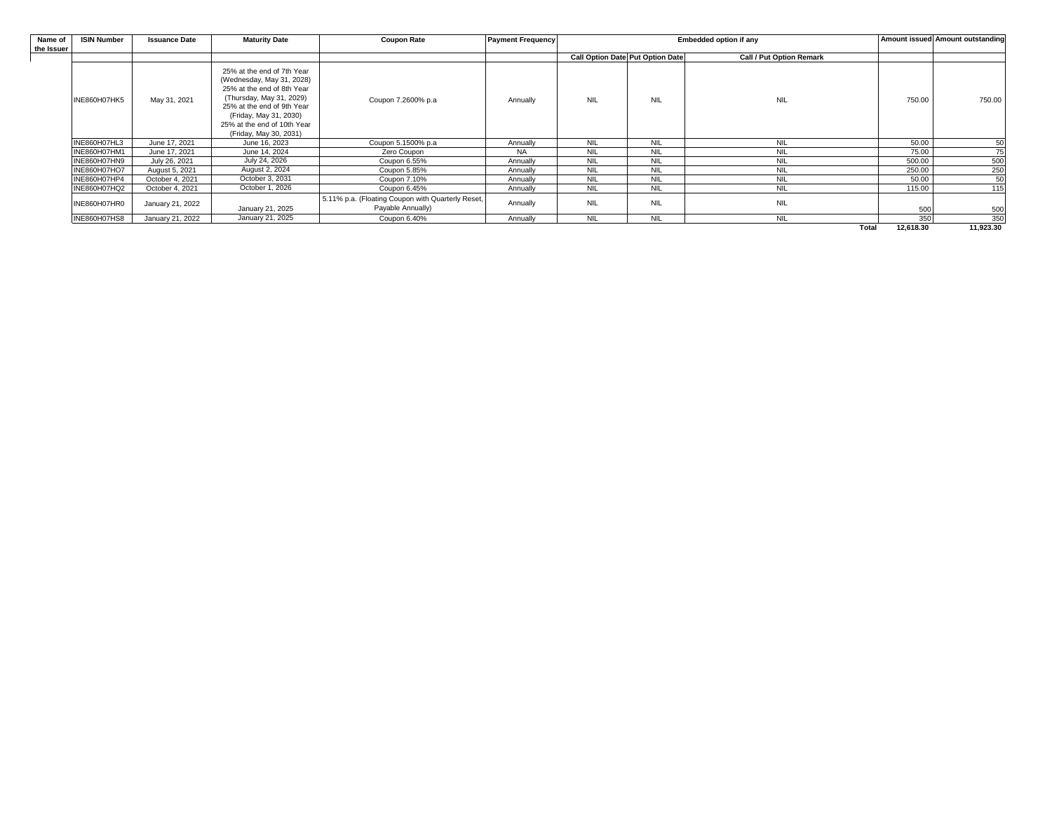| Name of the Issuer | ISIN Number | Issuance Date | Maturity Date | Coupon Rate | Payment Frequency | Embedded option if any | | | Amount issued | Amount outstanding |
|---|---|---|---|---|---|---|---|---|---|---|
| | | | | | | Call Option Date | Put Option Date | Call / Put Option Remark | | |
| | INE860H07HK5 | May 31, 2021 | 25% at the end of 7th Year (Wednesday, May 31, 2028) 25% at the end of 8th Year (Thursday, May 31, 2029) 25% at the end of 9th Year (Friday, May 31, 2030) 25% at the end of 10th Year (Friday, May 30, 2031) | Coupon 7.2600% p.a | Annually | NIL | NIL | NIL | 750.00 | 750.00 |
| | INE860H07HL3 | June 17, 2021 | June 16, 2023 | Coupon 5.1500% p.a | Annually | NIL | NIL | NIL | 50.00 | 50 |
| | INE860H07HM1 | June 17, 2021 | June 14, 2024 | Zero Coupon | NA | NIL | NIL | NIL | 75.00 | 75 |
| | INE860H07HN9 | July 26, 2021 | July 24, 2026 | Coupon 6.55% | Annually | NIL | NIL | NIL | 500.00 | 500 |
| | INE860H07HO7 | August 5, 2021 | August 2, 2024 | Coupon 5.85% | Annually | NIL | NIL | NIL | 250.00 | 250 |
| | INE860H07HP4 | October 4, 2021 | October 3, 2031 | Coupon 7.10% | Annually | NIL | NIL | NIL | 50.00 | 50 |
| | INE860H07HQ2 | October 4, 2021 | October 1, 2026 | Coupon 6.45% | Annually | NIL | NIL | NIL | 115.00 | 115 |
| | INE860H07HR0 | January 21, 2022 | January 21, 2025 | 5.11% p.a. (Floating Coupon with Quarterly Reset, Payable Annually) | Annually | NIL | NIL | NIL | 500 | 500 |
| | INE860H07HS8 | January 21, 2022 | January 21, 2025 | Coupon 6.40% | Annually | NIL | NIL | NIL | 350 | 350 |
| | | | | | | | | **Total** | **12,618.30** | **11,923.30** |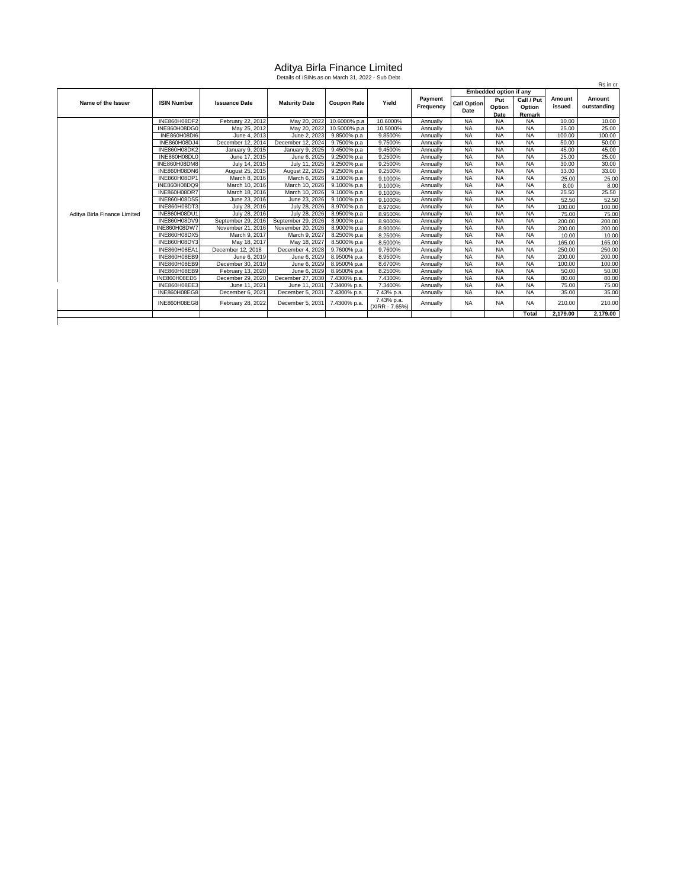# Aditya Birla Finance Limited

Details of ISINs as on March 31, 2022 - Sub Debt

Rs in cr

| Name of the Issuer | ISIN Number | Issuance Date | Maturity Date | Coupon Rate | Yield | Payment Frequency | Embedded option if any | | | Amount issued | Amount outstanding |
|---|---|---|---|---|---|---|---|---|---|---|---|
| | | | | | | | Call Option Date | Put Option Date | Call / Put Option Remark | | |
| Aditya Birla Finance Limited | INE860H08DF2 | February 22, 2012 | May 20, 2022 | 10.6000% p.a | 10.6000% | Annually | NA | NA | NA | 10.00 | 10.00 |
| | INE860H08DG0 | May 25, 2012 | May 20, 2022 | 10.5000% p.a | 10.5000% | Annually | NA | NA | NA | 25.00 | 25.00 |
| | INE860H08DI6 | June 4, 2013 | June 2, 2023 | 9.8500% p.a | 9.8500% | Annually | NA | NA | NA | 100.00 | 100.00 |
| | INE860H08DJ4 | December 12, 2014 | December 12, 2024 | 9.7500% p.a | 9.7500% | Annually | NA | NA | NA | 50.00 | 50.00 |
| | INE860H08DK2 | January 9, 2015 | January 9, 2025 | 9.4500% p.a | 9.4500% | Annually | NA | NA | NA | 45.00 | 45.00 |
| | INE860H08DL0 | June 17, 2015 | June 6, 2025 | 9.2500% p.a | 9.2500% | Annually | NA | NA | NA | 25.00 | 25.00 |
| | INE860H08DM8 | July 14, 2015 | July 11, 2025 | 9.2500% p.a | 9.2500% | Annually | NA | NA | NA | 30.00 | 30.00 |
| | INE860H08DN6 | August 25, 2015 | August 22, 2025 | 9.2500% p.a | 9.2500% | Annually | NA | NA | NA | 33.00 | 33.00 |
| | INE860H08DP1 | March 8, 2016 | March 6, 2026 | 9.1000% p.a | 9.1000% | Annually | NA | NA | NA | 25.00 | 25.00 |
| | INE860H08DQ9 | March 10, 2016 | March 10, 2026 | 9.1000% p.a | 9.1000% | Annually | NA | NA | NA | 8.00 | 8.00 |
| | INE860H08DR7 | March 18, 2016 | March 10, 2026 | 9.1000% p.a | 9.1000% | Annually | NA | NA | NA | 25.50 | 25.50 |
| | INE860H08DS5 | June 23, 2016 | June 23, 2026 | 9.1000% p.a | 9.1000% | Annually | NA | NA | NA | 52.50 | 52.50 |
| | INE860H08DT3 | July 28, 2016 | July 28, 2026 | 8.9700% p.a | 8.9700% | Annually | NA | NA | NA | 100.00 | 100.00 |
| | INE860H08DU1 | July 28, 2016 | July 28, 2026 | 8.9500% p.a | 8.9500% | Annually | NA | NA | NA | 75.00 | 75.00 |
| | INE860H08DV9 | September 29, 2016 | September 29, 2026 | 8.9000% p.a | 8.9000% | Annually | NA | NA | NA | 200.00 | 200.00 |
| | INE860H08DW7 | November 21, 2016 | November 20, 2026 | 8.9000% p.a | 8.9000% | Annually | NA | NA | NA | 200.00 | 200.00 |
| | INE860H08DX5 | March 9, 2017 | March 9, 2027 | 8.2500% p.a | 8.2500% | Annually | NA | NA | NA | 10.00 | 10.00 |
| | INE860H08DY3 | May 18, 2017 | May 18, 2027 | 8.5000% p.a | 8.5000% | Annually | NA | NA | NA | 165.00 | 165.00 |
| | INE860H08EA1 | December 12, 2018 | December 4, 2028 | 9.7600% p.a | 9.7600% | Annually | NA | NA | NA | 250.00 | 250.00 |
| | INE860H08EB9 | June 6, 2019 | June 6, 2029 | 8.9500% p.a | 8.9500% | Annually | NA | NA | NA | 200.00 | 200.00 |
| | INE860H08EB9 | December 30, 2019 | June 6, 2029 | 8.9500% p.a | 8.6700% | Annually | NA | NA | NA | 100.00 | 100.00 |
| | INE860H08EB9 | February 13, 2020 | June 6, 2029 | 8.9500% p.a | 8.2500% | Annually | NA | NA | NA | 50.00 | 50.00 |
| | INE860H08ED5 | December 29, 2020 | December 27, 2030 | 7.4300% p.a. | 7.4300% | Annually | NA | NA | NA | 80.00 | 80.00 |
| | INE860H08EE3 | June 11, 2021 | June 11, 2031 | 7.3400% p.a. | 7.3400% | Annually | NA | NA | NA | 75.00 | 75.00 |
| | INE860H08EG8 | December 6, 2021 | December 5, 2031 | 7.4300% p.a. | 7.43% p.a. | Annually | NA | NA | NA | 35.00 | 35.00 |
| | INE860H08EG8 | February 28, 2022 | December 5, 2031 | 7.4300% p.a. | 7.43% p.a. (XIRR - 7.65%) | Annually | NA | NA | NA | 210.00 | 210.00 |
| | | | | | | | | | Total | 2,179.00 | 2,179.00 |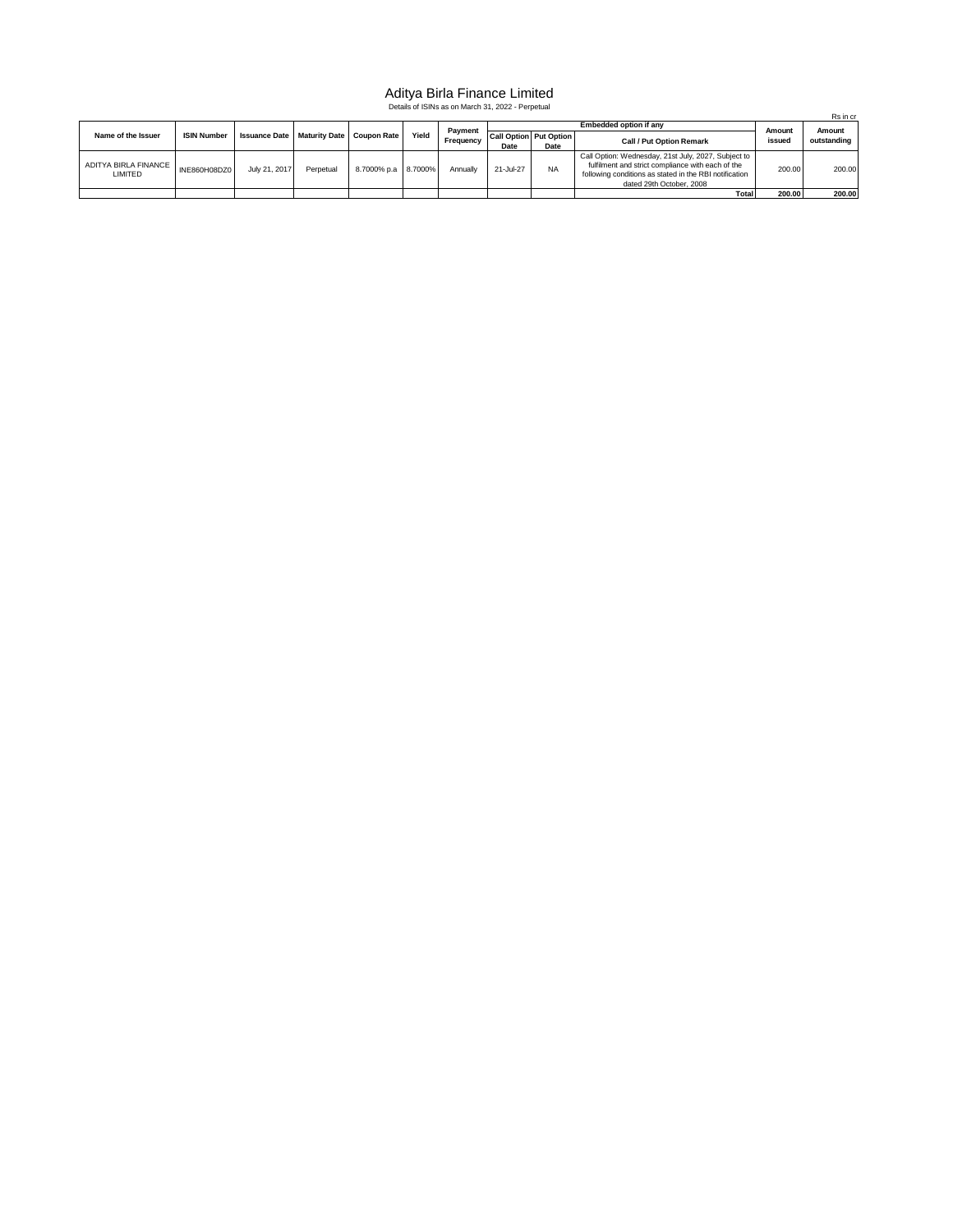# Aditya Birla Finance Limited

Details of ISINs as on March 31, 2022 - Perpetual

Rs in cr

| Name of the Issuer | ISIN Number | Issuance Date | Maturity Date | Coupon Rate | Yield | Payment Frequency | Embedded option if any | | | Amount issued | Amount outstanding |
|---|---|---|---|---|---|---|---|---|---|---|---|
| | | | | | | | Call Option Date | Put Option Date | Call / Put Option Remark | | |
| ADITYA BIRLA FINANCE LIMITED | INE860H08DZ0 | July 21, 2017 | Perpetual | 8.7000% p.a | 8.7000% | Annually | 21-Jul-27 | NA | Call Option: Wednesday, 21st July, 2027, Subject to fulfilment and strict compliance with each of the following conditions as stated in the RBI notification dated 29th October, 2008 | 200.00 | 200.00 |
| | | | | | | | | | **Total** | **200.00** | **200.00** |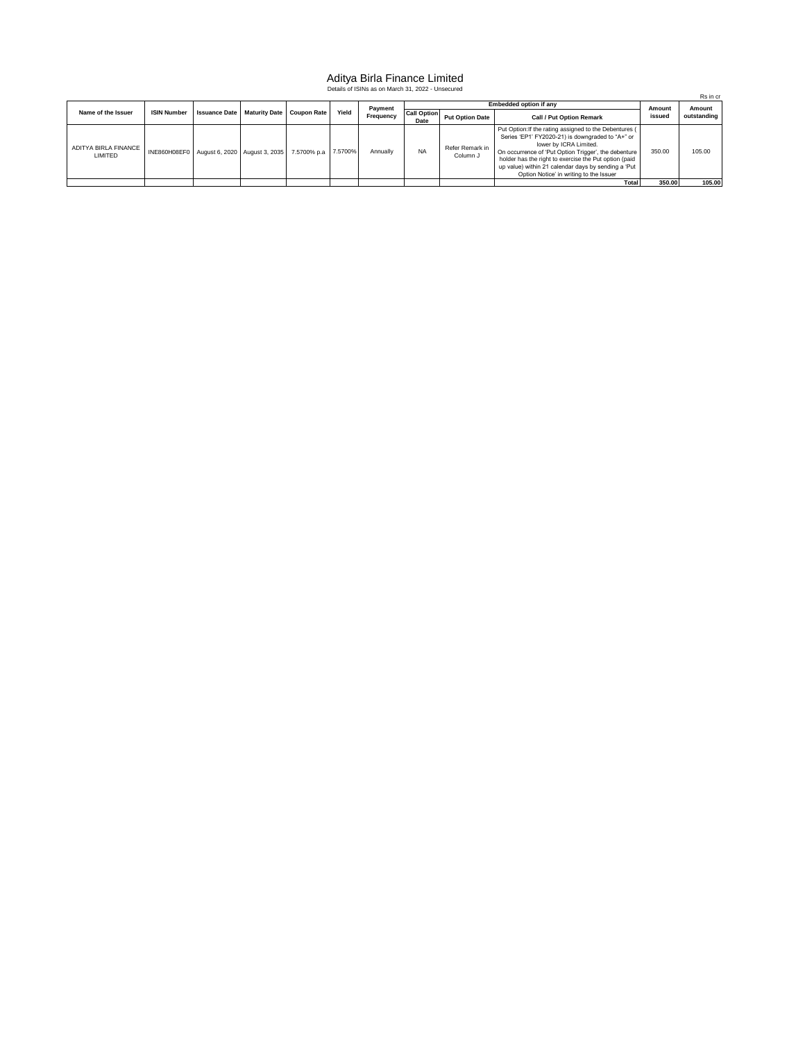# Aditya Birla Finance Limited

Details of ISINs as on March 31, 2022 - Unsecured

Rs in cr

| Name of the Issuer | ISIN Number | Issuance Date | Maturity Date | Coupon Rate | Yield | Payment Frequency | Embedded option if any | | | Amount issued | Amount outstanding |
|---|---|---|---|---|---|---|---|---|---|---|---|
| | | | | | | | Call Option Date | Put Option Date | Call / Put Option Remark | | |
| ADITYA BIRLA FINANCE LIMITED | INE860H08EF0 | August 6, 2020 | August 3, 2035 | 7.5700% p.a | 7.5700% | Annually | NA | Refer Remark in Column J | Put Option:If the rating assigned to the Debentures ( Series 'EP1' FY2020-21) is downgraded to "A+" or lower by ICRA Limited. On occurrence of 'Put Option Trigger', the debenture holder has the right to exercise the Put option (paid up value) within 21 calendar days by sending a 'Put Option Notice' in writing to the Issuer | 350.00 | 105.00 |
| | | | | | | | | | **Total** | **350.00** | **105.00** |